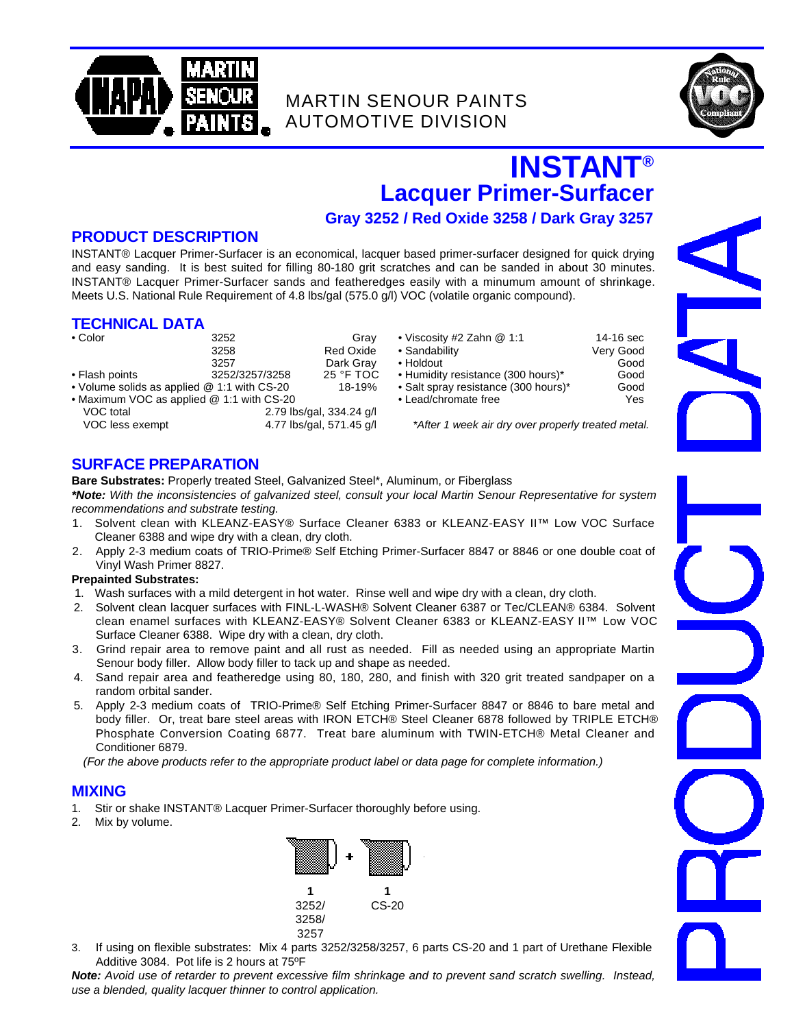MARTIN SENOUR PAINTS
AUTOMOTIVE DIVISION

# INSTANT®
## Lacquer Primer-Surfacer
### Gray 3252 / Red Oxide 3258 / Dark Gray 3257

## PRODUCT DESCRIPTION

INSTANT® Lacquer Primer-Surfacer is an economical, lacquer based primer-surfacer designed for quick drying and easy sanding. It is best suited for filling 80-180 grit scratches and can be sanded in about 30 minutes. INSTANT® Lacquer Primer-Surfacer sands and featheredges easily with a minumum amount of shrinkage. Meets U.S. National Rule Requirement of 4.8 lbs/gal (575.0 g/l) VOC (volatile organic compound).

## TECHNICAL DATA

| | | |
|---|---|---|
| • Color | 3252 | Gray |
| | 3258 | Red Oxide |
| | 3257 | Dark Gray |
| • Flash points | 3252/3257/3258 | 25 °F TOC |
| • Volume solids as applied @ 1:1 with CS-20 | | 18-19% |
| • Maximum VOC as applied @ 1:1 with CS-20 | | |
| VOC total | | 2.79 lbs/gal, 334.24 g/l |
| VOC less exempt | | 4.77 lbs/gal, 571.45 g/l |

| | |
|---|---|
| • Viscosity #2 Zahn @ 1:1 | 14-16 sec |
| • Sandability | Very Good |
| • Holdout | Good |
| • Humidity resistance (300 hours)* | Good |
| • Salt spray resistance (300 hours)* | Good |
| • Lead/chromate free | Yes |

*After 1 week air dry over properly treated metal.*

## SURFACE PREPARATION

**Bare Substrates:** Properly treated Steel, Galvanized Steel*, Aluminum, or Fiberglass

***Note:** With the inconsistencies of galvanized steel, consult your local Martin Senour Representative for system recommendations and substrate testing.*

1. Solvent clean with KLEANZ-EASY® Surface Cleaner 6383 or KLEANZ-EASY II™ Low VOC Surface Cleaner 6388 and wipe dry with a clean, dry cloth.
2. Apply 2-3 medium coats of TRIO-Prime® Self Etching Primer-Surfacer 8847 or 8846 or one double coat of Vinyl Wash Primer 8827.

**Prepainted Substrates:**

1. Wash surfaces with a mild detergent in hot water. Rinse well and wipe dry with a clean, dry cloth.
2. Solvent clean lacquer surfaces with FINL-L-WASH® Solvent Cleaner 6387 or Tec/CLEAN® 6384. Solvent clean enamel surfaces with KLEANZ-EASY® Solvent Cleaner 6383 or KLEANZ-EASY II™ Low VOC Surface Cleaner 6388. Wipe dry with a clean, dry cloth.
3. Grind repair area to remove paint and all rust as needed. Fill as needed using an appropriate Martin Senour body filler. Allow body filler to tack up and shape as needed.
4. Sand repair area and featheredge using 80, 180, 280, and finish with 320 grit treated sandpaper on a random orbital sander.
5. Apply 2-3 medium coats of TRIO-Prime® Self Etching Primer-Surfacer 8847 or 8846 to bare metal and body filler. Or, treat bare steel areas with IRON ETCH® Steel Cleaner 6878 followed by TRIPLE ETCH® Phosphate Conversion Coating 6877. Treat bare aluminum with TWIN-ETCH® Metal Cleaner and Conditioner 6879.

*(For the above products refer to the appropriate product label or data page for complete information.)*

## MIXING

1. Stir or shake INSTANT® Lacquer Primer-Surfacer thoroughly before using.
2. Mix by volume.

| 1 | + | 1 |
|---|---|---|
| 3252/3258/3257 | | CS-20 |

3. If using on flexible substrates: Mix 4 parts 3252/3258/3257, 6 parts CS-20 and 1 part of Urethane Flexible Additive 3084. Pot life is 2 hours at 75ºF

***Note:** Avoid use of retarder to prevent excessive film shrinkage and to prevent sand scratch swelling. Instead, use a blended, quality lacquer thinner to control application.*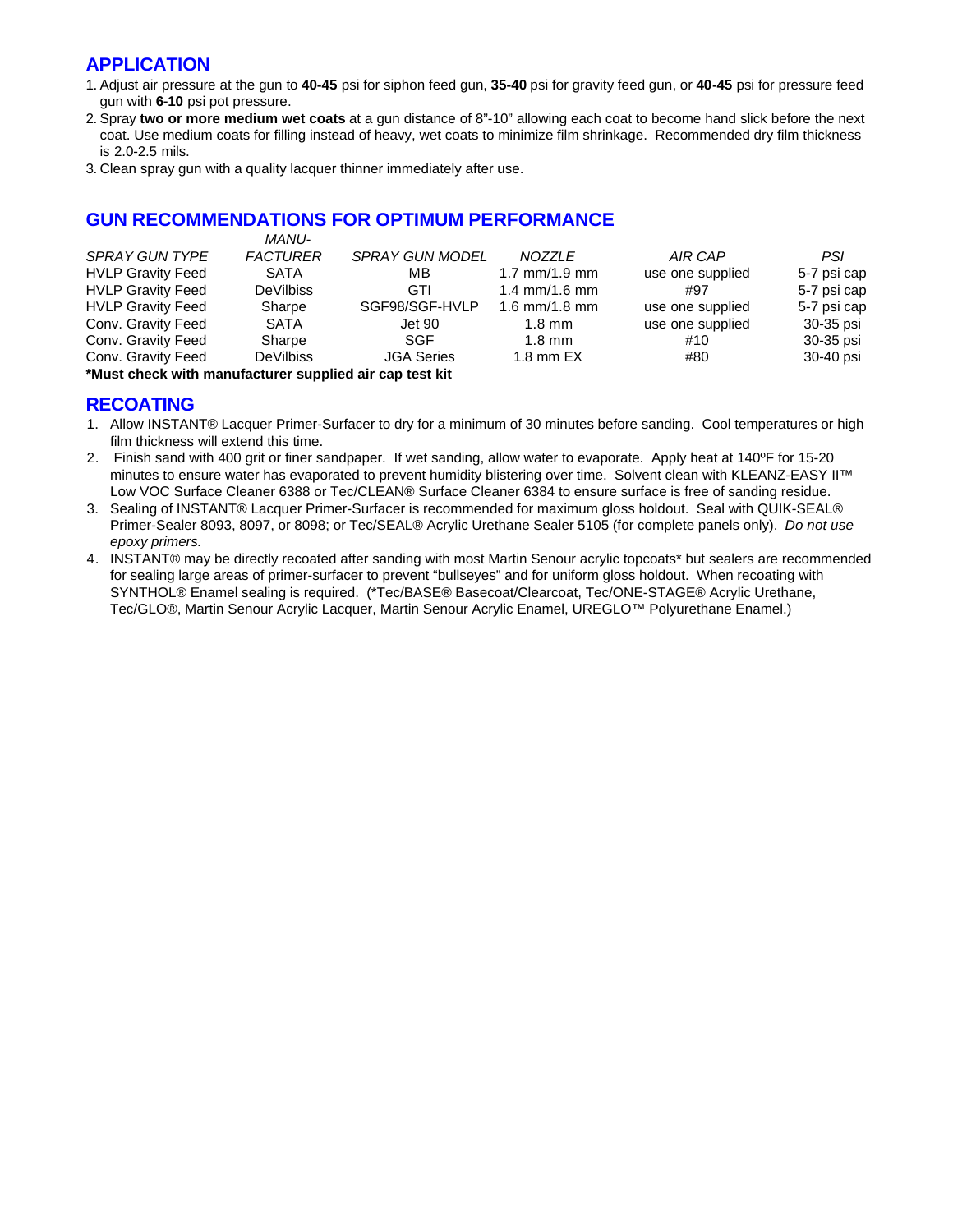## APPLICATION

1. Adjust air pressure at the gun to **40-45** psi for siphon feed gun, **35-40** psi for gravity feed gun, or **40-45** psi for pressure feed gun with **6-10** psi pot pressure.
2. Spray **two or more medium wet coats** at a gun distance of 8"-10" allowing each coat to become hand slick before the next coat. Use medium coats for filling instead of heavy, wet coats to minimize film shrinkage. Recommended dry film thickness is 2.0-2.5 mils.
3. Clean spray gun with a quality lacquer thinner immediately after use.

## GUN RECOMMENDATIONS FOR OPTIMUM PERFORMANCE

| *SPRAY GUN TYPE* | *MANU-FACTURER* | *SPRAY GUN MODEL* | *NOZZLE* | *AIR CAP* | *PSI* |
|---|---|---|---|---|---|
| HVLP Gravity Feed | SATA | MB | 1.7 mm/1.9 mm | use one supplied | 5-7 psi cap |
| HVLP Gravity Feed | DeVilbiss | GTI | 1.4 mm/1.6 mm | #97 | 5-7 psi cap |
| HVLP Gravity Feed | Sharpe | SGF98/SGF-HVLP | 1.6 mm/1.8 mm | use one supplied | 5-7 psi cap |
| Conv. Gravity Feed | SATA | Jet 90 | 1.8 mm | use one supplied | 30-35 psi |
| Conv. Gravity Feed | Sharpe | SGF | 1.8 mm | #10 | 30-35 psi |
| Conv. Gravity Feed | DeVilbiss | JGA Series | 1.8 mm EX | #80 | 30-40 psi |

**\*Must check with manufacturer supplied air cap test kit**

## RECOATING

1. Allow INSTANT® Lacquer Primer-Surfacer to dry for a minimum of 30 minutes before sanding. Cool temperatures or high film thickness will extend this time.
2. Finish sand with 400 grit or finer sandpaper. If wet sanding, allow water to evaporate. Apply heat at 140ºF for 15-20 minutes to ensure water has evaporated to prevent humidity blistering over time. Solvent clean with KLEANZ-EASY II™ Low VOC Surface Cleaner 6388 or Tec/CLEAN® Surface Cleaner 6384 to ensure surface is free of sanding residue.
3. Sealing of INSTANT® Lacquer Primer-Surfacer is recommended for maximum gloss holdout. Seal with QUIK-SEAL® Primer-Sealer 8093, 8097, or 8098; or Tec/SEAL® Acrylic Urethane Sealer 5105 (for complete panels only). *Do not use epoxy primers.*
4. INSTANT® may be directly recoated after sanding with most Martin Senour acrylic topcoats* but sealers are recommended for sealing large areas of primer-surfacer to prevent "bullseyes" and for uniform gloss holdout. When recoating with SYNTHOL® Enamel sealing is required. (*Tec/BASE® Basecoat/Clearcoat, Tec/ONE-STAGE® Acrylic Urethane, Tec/GLO®, Martin Senour Acrylic Lacquer, Martin Senour Acrylic Enamel, UREGLO™ Polyurethane Enamel.)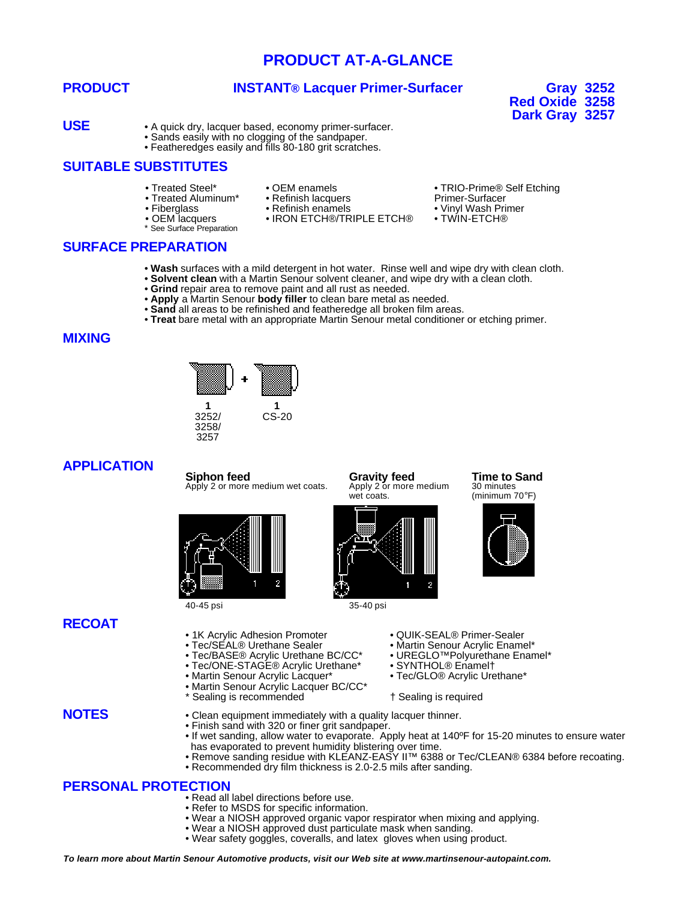# PRODUCT AT-A-GLANCE

## PRODUCT

**INSTANT® Lacquer Primer-Surfacer**

**Gray 3252**
**Red Oxide 3258**
**Dark Gray 3257**

## USE

- A quick dry, lacquer based, economy primer-surfacer.
- Sands easily with no clogging of the sandpaper.
- Featheredges easily and fills 80-180 grit scratches.

## SUITABLE SUBSTITUTES

- Treated Steel*
- Treated Aluminum*
- Fiberglass
- OEM lacquers
- OEM enamels
- Refinish lacquers
- Refinish enamels
- IRON ETCH®/TRIPLE ETCH®
- TRIO-Prime® Self Etching Primer-Surfacer
- Vinyl Wash Primer
- TWIN-ETCH®

\* See Surface Preparation

## SURFACE PREPARATION

- **Wash** surfaces with a mild detergent in hot water. Rinse well and wipe dry with clean cloth.
- **Solvent clean** with a Martin Senour solvent cleaner, and wipe dry with a clean cloth.
- **Grind** repair area to remove paint and all rust as needed.
- **Apply** a Martin Senour **body filler** to clean bare metal as needed.
- **Sand** all areas to be refinished and featheredge all broken film areas.
- **Treat** bare metal with an appropriate Martin Senour metal conditioner or etching primer.

## MIXING

**1** 3252/ 3258/ 3257 + **1** CS-20

## APPLICATION

**Siphon feed**
Apply 2 or more medium wet coats.

40-45 psi

**Gravity feed**
Apply 2 or more medium wet coats.

35-40 psi

**Time to Sand**
30 minutes
(minimum 70°F)

## RECOAT

- 1K Acrylic Adhesion Promoter
- Tec/SEAL® Urethane Sealer
- Tec/BASE® Acrylic Urethane BC/CC*
- Tec/ONE-STAGE® Acrylic Urethane*
- Martin Senour Acrylic Lacquer*
- Martin Senour Acrylic Lacquer BC/CC*
- QUIK-SEAL® Primer-Sealer
- Martin Senour Acrylic Enamel*
- UREGLO™Polyurethane Enamel*
- SYNTHOL® Enamel†
- Tec/GLO® Acrylic Urethane*

\* Sealing is recommended

† Sealing is required

## NOTES

- Clean equipment immediately with a quality lacquer thinner.
- Finish sand with 320 or finer grit sandpaper.
- If wet sanding, allow water to evaporate. Apply heat at 140ºF for 15-20 minutes to ensure water has evaporated to prevent humidity blistering over time.
- Remove sanding residue with KLEANZ-EASY II™ 6388 or Tec/CLEAN® 6384 before recoating.
- Recommended dry film thickness is 2.0-2.5 mils after sanding.

## PERSONAL PROTECTION

- Read all label directions before use.
- Refer to MSDS for specific information.
- Wear a NIOSH approved organic vapor respirator when mixing and applying.
- Wear a NIOSH approved dust particulate mask when sanding.
- Wear safety goggles, coveralls, and latex gloves when using product.

***To learn more about Martin Senour Automotive products, visit our Web site at www.martinsenour-autopaint.com.***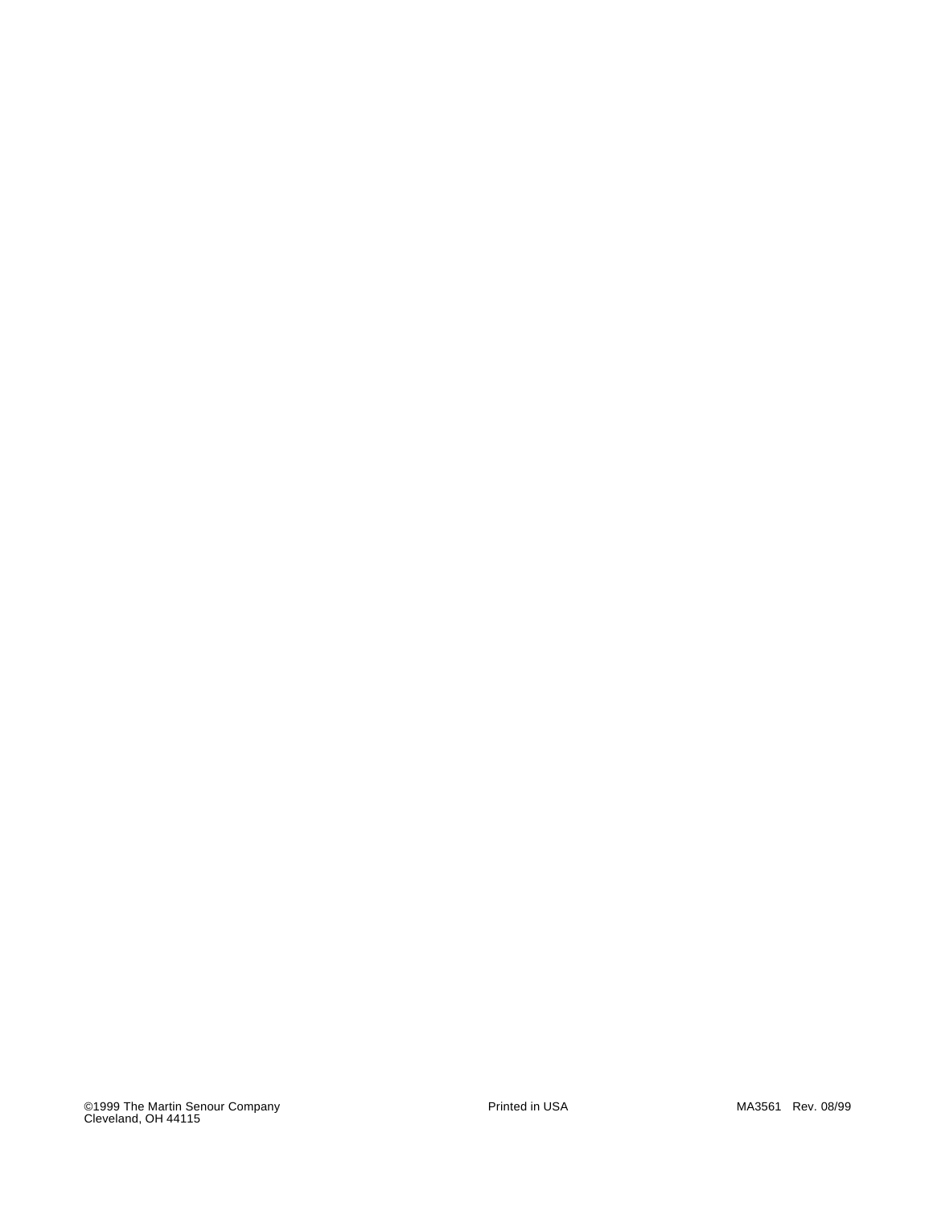©1999 The Martin Senour Company
Cleveland, OH 44115

Printed in USA

MA3561 Rev. 08/99